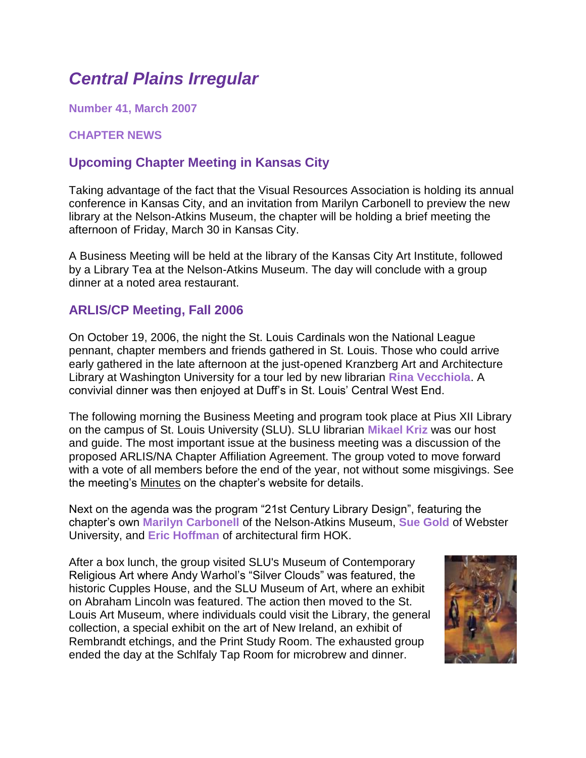# *Central Plains Irregular*

**Number 41, March 2007**

**CHAPTER NEWS**

## Upcoming Chapter Meeting in Kansas City

Taking advantage of the fact that the Visual Resources Association is holding its annual conference in Kansas City, and an invitation from Marilyn Carbonell to preview the new library at the Nelson-Atkins Museum, the chapter will be holding a brief meeting the afternoon of Friday, March 30 in Kansas City.

A Business Meeting will be held at the library of the Kansas City Art Institute, followed by a Library Tea at the Nelson-Atkins Museum. The day will conclude with a group dinner at a noted area restaurant.

## ARLIS/CP Meeting, Fall 2006

On October 19, 2006, the night the St. Louis Cardinals won the National League pennant, chapter members and friends gathered in St. Louis. Those who could arrive early gathered in the late afternoon at the just-opened Kranzberg Art and Architecture Library at Washington University for a tour led by new librarian **Rina Vecchiola**. A convivial dinner was then enjoyed at Duff's in St. Louis' Central West End.

The following morning the Business Meeting and program took place at Pius XII Library on the campus of St. Louis University (SLU). SLU librarian **Mikael Kriz** was our host and guide. The most important issue at the business meeting was a discussion of the proposed ARLIS/NA Chapter Affiliation Agreement. The group voted to move forward with a vote of all members before the end of the year, not without some misgivings. See the meeting's Minutes on the chapter's website for details.

Next on the agenda was the program "21st Century Library Design", featuring the chapter's own **Marilyn Carbonell** of the Nelson-Atkins Museum, **Sue Gold** of Webster University, and **Eric Hoffman** of architectural firm HOK.

After a box lunch, the group visited SLU's Museum of Contemporary Religious Art where Andy Warhol's "Silver Clouds" was featured, the historic Cupples House, and the SLU Museum of Art, where an exhibit on Abraham Lincoln was featured. The action then moved to the St. Louis Art Museum, where individuals could visit the Library, the general collection, a special exhibit on the art of New Ireland, an exhibit of Rembrandt etchings, and the Print Study Room. The exhausted group ended the day at the Schlfaly Tap Room for microbrew and dinner.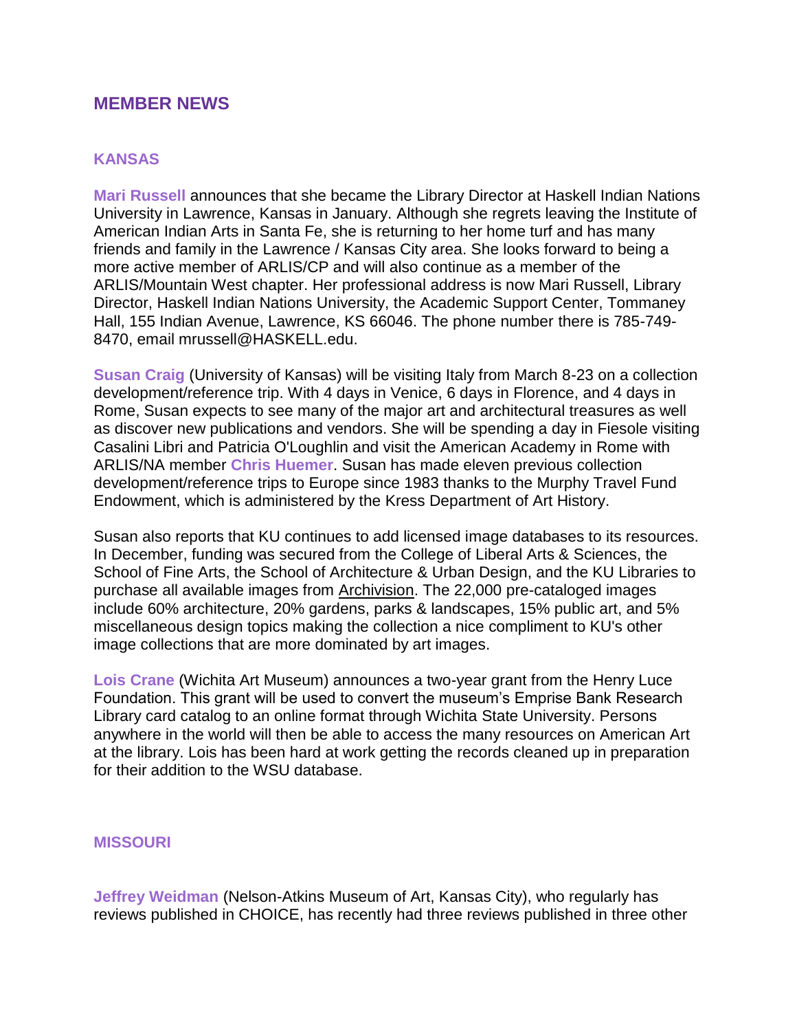## MEMBER NEWS

### KANSAS

**Mari Russell** announces that she became the Library Director at Haskell Indian Nations University in Lawrence, Kansas in January. Although she regrets leaving the Institute of American Indian Arts in Santa Fe, she is returning to her home turf and has many friends and family in the Lawrence / Kansas City area. She looks forward to being a more active member of ARLIS/CP and will also continue as a member of the ARLIS/Mountain West chapter. Her professional address is now Mari Russell, Library Director, Haskell Indian Nations University, the Academic Support Center, Tommaney Hall, 155 Indian Avenue, Lawrence, KS 66046. The phone number there is 785-749-8470, email mrussell@HASKELL.edu.

**Susan Craig** (University of Kansas) will be visiting Italy from March 8-23 on a collection development/reference trip. With 4 days in Venice, 6 days in Florence, and 4 days in Rome, Susan expects to see many of the major art and architectural treasures as well as discover new publications and vendors. She will be spending a day in Fiesole visiting Casalini Libri and Patricia O'Loughlin and visit the American Academy in Rome with ARLIS/NA member **Chris Huemer**. Susan has made eleven previous collection development/reference trips to Europe since 1983 thanks to the Murphy Travel Fund Endowment, which is administered by the Kress Department of Art History.

Susan also reports that KU continues to add licensed image databases to its resources. In December, funding was secured from the College of Liberal Arts & Sciences, the School of Fine Arts, the School of Architecture & Urban Design, and the KU Libraries to purchase all available images from Archivision. The 22,000 pre-cataloged images include 60% architecture, 20% gardens, parks & landscapes, 15% public art, and 5% miscellaneous design topics making the collection a nice compliment to KU's other image collections that are more dominated by art images.

**Lois Crane** (Wichita Art Museum) announces a two-year grant from the Henry Luce Foundation. This grant will be used to convert the museum's Emprise Bank Research Library card catalog to an online format through Wichita State University. Persons anywhere in the world will then be able to access the many resources on American Art at the library. Lois has been hard at work getting the records cleaned up in preparation for their addition to the WSU database.

### MISSOURI

**Jeffrey Weidman** (Nelson-Atkins Museum of Art, Kansas City), who regularly has reviews published in CHOICE, has recently had three reviews published in three other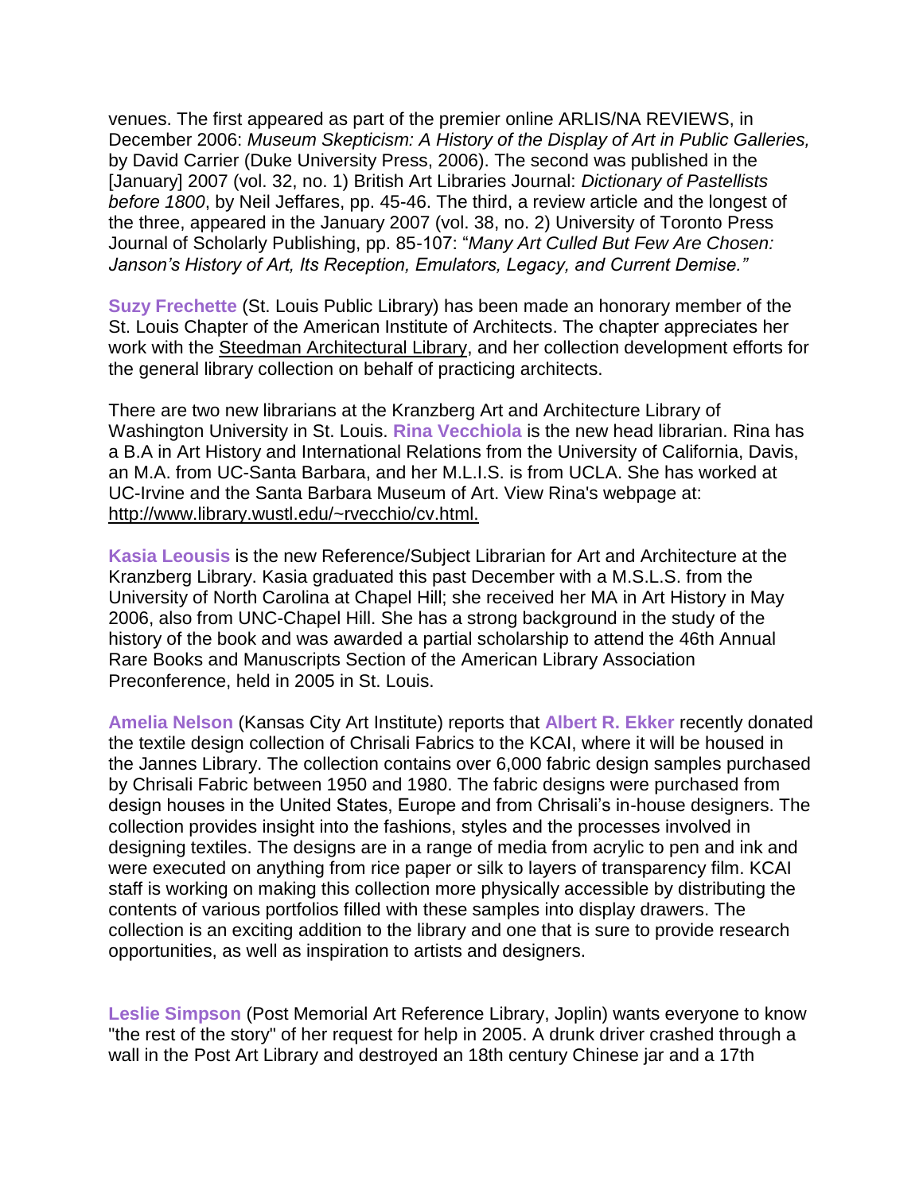venues. The first appeared as part of the premier online ARLIS/NA REVIEWS, in December 2006: *Museum Skepticism: A History of the Display of Art in Public Galleries,* by David Carrier (Duke University Press, 2006). The second was published in the [January] 2007 (vol. 32, no. 1) British Art Libraries Journal: *Dictionary of Pastellists before 1800*, by Neil Jeffares, pp. 45-46. The third, a review article and the longest of the three, appeared in the January 2007 (vol. 38, no. 2) University of Toronto Press Journal of Scholarly Publishing, pp. 85-107: "*Many Art Culled But Few Are Chosen: Janson's History of Art, Its Reception, Emulators, Legacy, and Current Demise."*

**Suzy Frechette** (St. Louis Public Library) has been made an honorary member of the St. Louis Chapter of the American Institute of Architects. The chapter appreciates her work with the Steedman Architectural Library, and her collection development efforts for the general library collection on behalf of practicing architects.

There are two new librarians at the Kranzberg Art and Architecture Library of Washington University in St. Louis. **Rina Vecchiola** is the new head librarian. Rina has a B.A in Art History and International Relations from the University of California, Davis, an M.A. from UC-Santa Barbara, and her M.L.I.S. is from UCLA. She has worked at UC-Irvine and the Santa Barbara Museum of Art. View Rina's webpage at: http://www.library.wustl.edu/~rvecchio/cv.html.

**Kasia Leousis** is the new Reference/Subject Librarian for Art and Architecture at the Kranzberg Library. Kasia graduated this past December with a M.S.L.S. from the University of North Carolina at Chapel Hill; she received her MA in Art History in May 2006, also from UNC-Chapel Hill. She has a strong background in the study of the history of the book and was awarded a partial scholarship to attend the 46th Annual Rare Books and Manuscripts Section of the American Library Association Preconference, held in 2005 in St. Louis.

**Amelia Nelson** (Kansas City Art Institute) reports that **Albert R. Ekker** recently donated the textile design collection of Chrisali Fabrics to the KCAI, where it will be housed in the Jannes Library. The collection contains over 6,000 fabric design samples purchased by Chrisali Fabric between 1950 and 1980. The fabric designs were purchased from design houses in the United States, Europe and from Chrisali's in-house designers. The collection provides insight into the fashions, styles and the processes involved in designing textiles. The designs are in a range of media from acrylic to pen and ink and were executed on anything from rice paper or silk to layers of transparency film. KCAI staff is working on making this collection more physically accessible by distributing the contents of various portfolios filled with these samples into display drawers. The collection is an exciting addition to the library and one that is sure to provide research opportunities, as well as inspiration to artists and designers.

**Leslie Simpson** (Post Memorial Art Reference Library, Joplin) wants everyone to know "the rest of the story" of her request for help in 2005. A drunk driver crashed through a wall in the Post Art Library and destroyed an 18th century Chinese jar and a 17th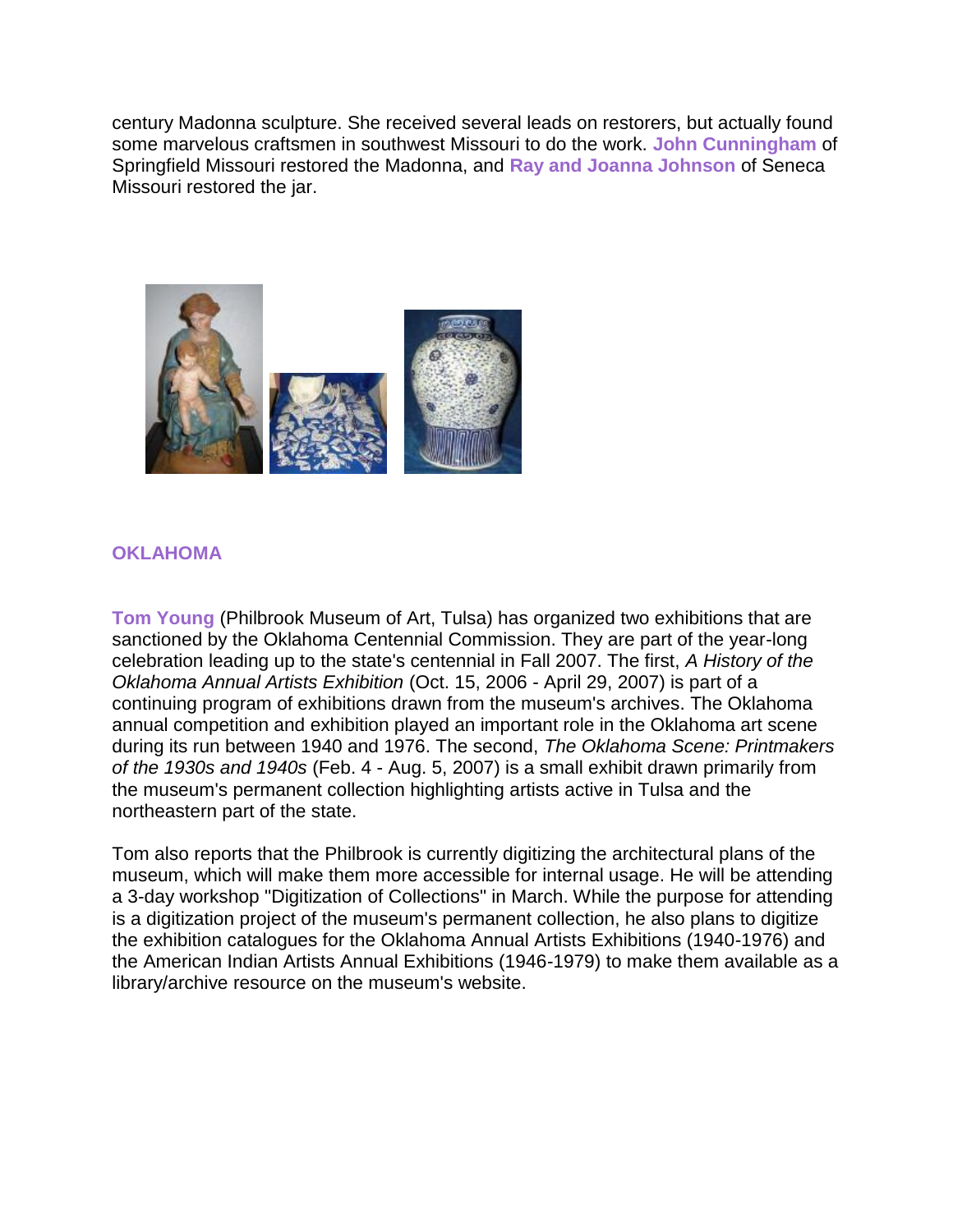century Madonna sculpture. She received several leads on restorers, but actually found some marvelous craftsmen in southwest Missouri to do the work. **John Cunningham** of Springfield Missouri restored the Madonna, and **Ray and Joanna Johnson** of Seneca Missouri restored the jar.

## OKLAHOMA

**Tom Young** (Philbrook Museum of Art, Tulsa) has organized two exhibitions that are sanctioned by the Oklahoma Centennial Commission. They are part of the year-long celebration leading up to the state's centennial in Fall 2007. The first, *A History of the Oklahoma Annual Artists Exhibition* (Oct. 15, 2006 - April 29, 2007) is part of a continuing program of exhibitions drawn from the museum's archives. The Oklahoma annual competition and exhibition played an important role in the Oklahoma art scene during its run between 1940 and 1976. The second, *The Oklahoma Scene: Printmakers of the 1930s and 1940s* (Feb. 4 - Aug. 5, 2007) is a small exhibit drawn primarily from the museum's permanent collection highlighting artists active in Tulsa and the northeastern part of the state.

Tom also reports that the Philbrook is currently digitizing the architectural plans of the museum, which will make them more accessible for internal usage. He will be attending a 3-day workshop "Digitization of Collections" in March. While the purpose for attending is a digitization project of the museum's permanent collection, he also plans to digitize the exhibition catalogues for the Oklahoma Annual Artists Exhibitions (1940-1976) and the American Indian Artists Annual Exhibitions (1946-1979) to make them available as a library/archive resource on the museum's website.